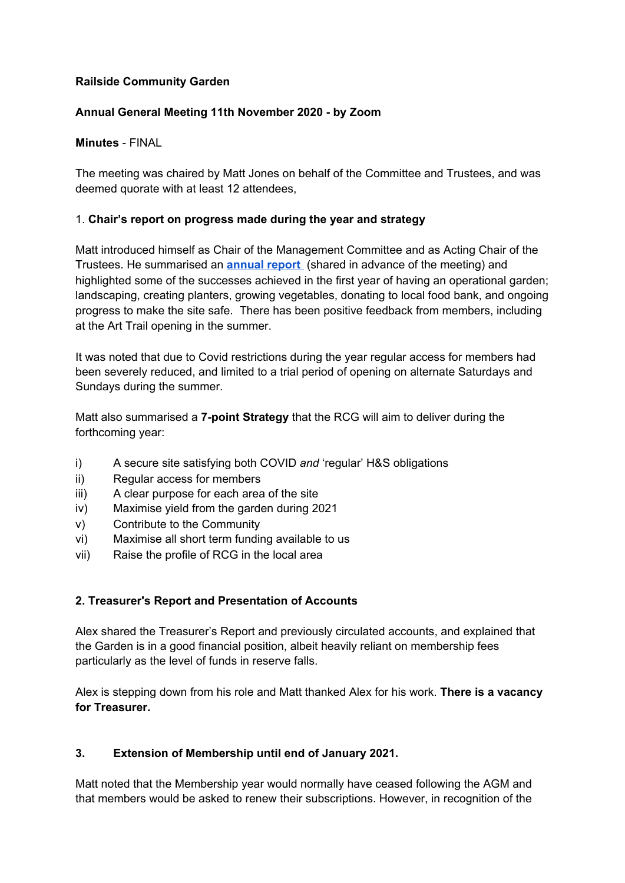**Railside Community Garden**

**Annual General Meeting 11th November 2020 - by Zoom**

**Minutes** - FINAL

The meeting was chaired by Matt Jones on behalf of the Committee and Trustees, and was deemed quorate with at least 12 attendees,

1. **Chair's report on progress made during the year and strategy**

Matt introduced himself as Chair of the Management Committee and as Acting Chair of the Trustees. He summarised an **annual report** (shared in advance of the meeting) and highlighted some of the successes achieved in the first year of having an operational garden; landscaping, creating planters, growing vegetables, donating to local food bank, and ongoing progress to make the site safe. There has been positive feedback from members, including at the Art Trail opening in the summer.

It was noted that due to Covid restrictions during the year regular access for members had been severely reduced, and limited to a trial period of opening on alternate Saturdays and Sundays during the summer.

Matt also summarised a **7-point Strategy** that the RCG will aim to deliver during the forthcoming year:

i) A secure site satisfying both COVID *and* 'regular' H&S obligations
ii) Regular access for members
iii) A clear purpose for each area of the site
iv) Maximise yield from the garden during 2021
v) Contribute to the Community
vi) Maximise all short term funding available to us
vii) Raise the profile of RCG in the local area

**2. Treasurer's Report and Presentation of Accounts**

Alex shared the Treasurer's Report and previously circulated accounts, and explained that the Garden is in a good financial position, albeit heavily reliant on membership fees particularly as the level of funds in reserve falls.

Alex is stepping down from his role and Matt thanked Alex for his work. **There is a vacancy for Treasurer.**

**3. Extension of Membership until end of January 2021.**

Matt noted that the Membership year would normally have ceased following the AGM and that members would be asked to renew their subscriptions. However, in recognition of the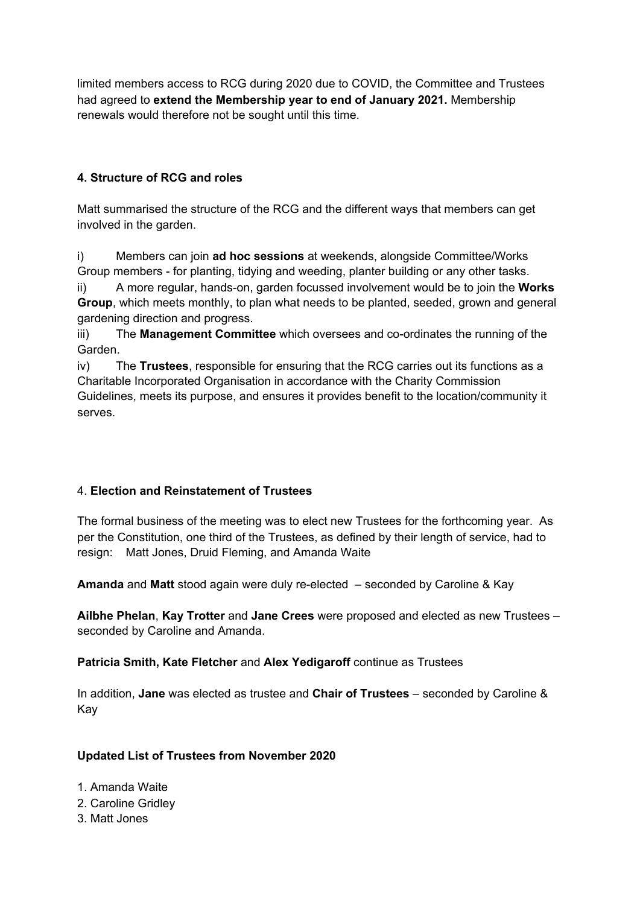limited members access to RCG during 2020 due to COVID, the Committee and Trustees had agreed to **extend the Membership year to end of January 2021.** Membership renewals would therefore not be sought until this time.

**4. Structure of RCG and roles**

Matt summarised the structure of the RCG and the different ways that members can get involved in the garden.

i) Members can join **ad hoc sessions** at weekends, alongside Committee/Works Group members - for planting, tidying and weeding, planter building or any other tasks.

ii) A more regular, hands-on, garden focussed involvement would be to join the **Works Group**, which meets monthly, to plan what needs to be planted, seeded, grown and general gardening direction and progress.

iii) The **Management Committee** which oversees and co-ordinates the running of the Garden.

iv) The **Trustees**, responsible for ensuring that the RCG carries out its functions as a Charitable Incorporated Organisation in accordance with the Charity Commission Guidelines, meets its purpose, and ensures it provides benefit to the location/community it serves.

4. **Election and Reinstatement of Trustees**

The formal business of the meeting was to elect new Trustees for the forthcoming year. As per the Constitution, one third of the Trustees, as defined by their length of service, had to resign: Matt Jones, Druid Fleming, and Amanda Waite

**Amanda** and **Matt** stood again were duly re-elected – seconded by Caroline & Kay

**Ailbhe Phelan**, **Kay Trotter** and **Jane Crees** were proposed and elected as new Trustees – seconded by Caroline and Amanda.

**Patricia Smith, Kate Fletcher** and **Alex Yedigaroff** continue as Trustees

In addition, **Jane** was elected as trustee and **Chair of Trustees** – seconded by Caroline & Kay

**Updated List of Trustees from November 2020**

1. Amanda Waite
2. Caroline Gridley
3. Matt Jones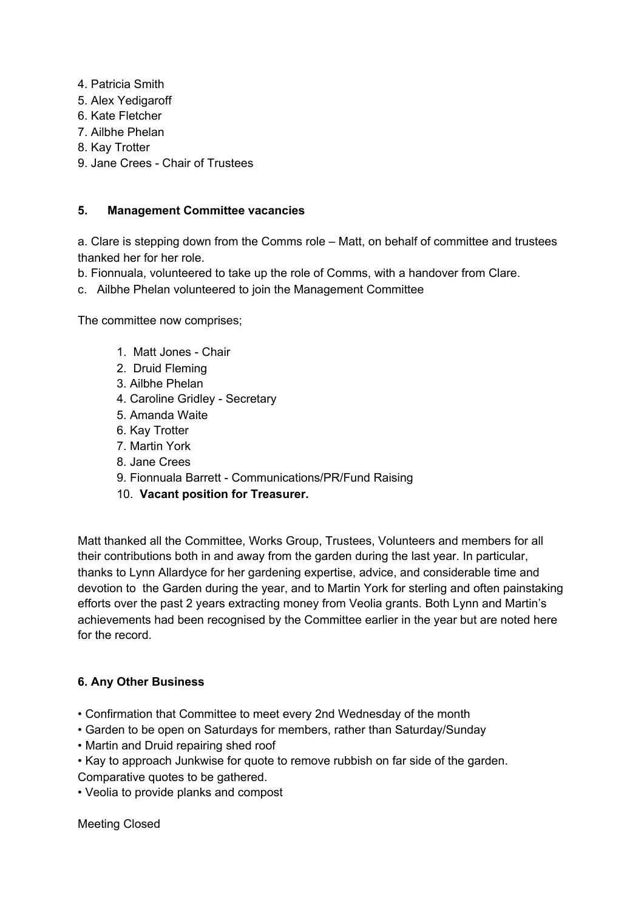4. Patricia Smith
5. Alex Yedigaroff
6. Kate Fletcher
7. Ailbhe Phelan
8. Kay Trotter
9. Jane Crees - Chair of Trustees

## 5. Management Committee vacancies

a. Clare is stepping down from the Comms role – Matt, on behalf of committee and trustees thanked her for her role.
b. Fionnuala, volunteered to take up the role of Comms, with a handover from Clare.
c. Ailbhe Phelan volunteered to join the Management Committee

The committee now comprises;

1. Matt Jones - Chair
2. Druid Fleming
3. Ailbhe Phelan
4. Caroline Gridley - Secretary
5. Amanda Waite
6. Kay Trotter
7. Martin York
8. Jane Crees
9. Fionnuala Barrett - Communications/PR/Fund Raising
10. **Vacant position for Treasurer.**

Matt thanked all the Committee, Works Group, Trustees, Volunteers and members for all their contributions both in and away from the garden during the last year. In particular, thanks to Lynn Allardyce for her gardening expertise, advice, and considerable time and devotion to the Garden during the year, and to Martin York for sterling and often painstaking efforts over the past 2 years extracting money from Veolia grants. Both Lynn and Martin's achievements had been recognised by the Committee earlier in the year but are noted here for the record.

## 6. Any Other Business

- Confirmation that Committee to meet every 2nd Wednesday of the month
- Garden to be open on Saturdays for members, rather than Saturday/Sunday
- Martin and Druid repairing shed roof
- Kay to approach Junkwise for quote to remove rubbish on far side of the garden. Comparative quotes to be gathered.
- Veolia to provide planks and compost

Meeting Closed